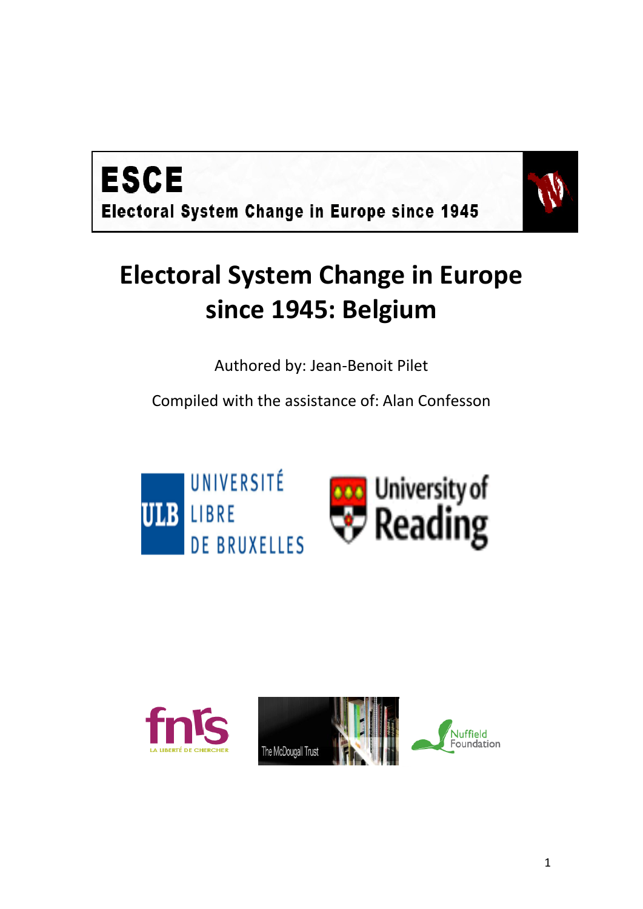**ESCE**

**Electoral System Change in Europe since 1945**

# Electoral System Change in Europe since 1945: Belgium

Authored by: Jean-Benoit Pilet

Compiled with the assistance of: Alan Confesson

UNIVERSITÉ LIBRE DE BRUXELLES

University of Reading

fnrs LA LIBERTÉ DE CHERCHER

The McDougall Trust

Nuffield Foundation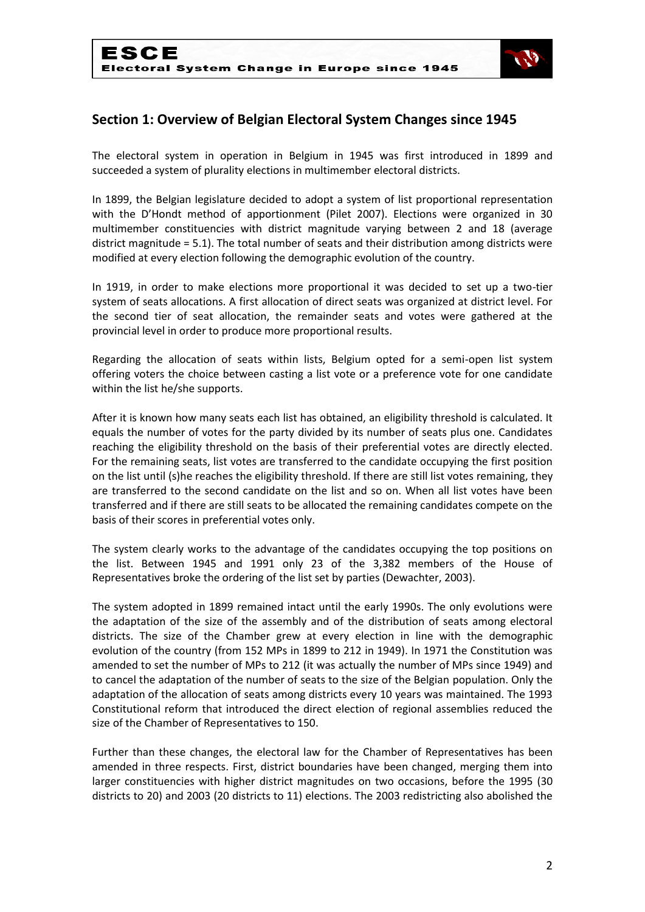## Section 1: Overview of Belgian Electoral System Changes since 1945

The electoral system in operation in Belgium in 1945 was first introduced in 1899 and succeeded a system of plurality elections in multimember electoral districts.

In 1899, the Belgian legislature decided to adopt a system of list proportional representation with the D'Hondt method of apportionment (Pilet 2007). Elections were organized in 30 multimember constituencies with district magnitude varying between 2 and 18 (average district magnitude = 5.1). The total number of seats and their distribution among districts were modified at every election following the demographic evolution of the country.

In 1919, in order to make elections more proportional it was decided to set up a two-tier system of seats allocations. A first allocation of direct seats was organized at district level. For the second tier of seat allocation, the remainder seats and votes were gathered at the provincial level in order to produce more proportional results.

Regarding the allocation of seats within lists, Belgium opted for a semi-open list system offering voters the choice between casting a list vote or a preference vote for one candidate within the list he/she supports.

After it is known how many seats each list has obtained, an eligibility threshold is calculated. It equals the number of votes for the party divided by its number of seats plus one. Candidates reaching the eligibility threshold on the basis of their preferential votes are directly elected. For the remaining seats, list votes are transferred to the candidate occupying the first position on the list until (s)he reaches the eligibility threshold. If there are still list votes remaining, they are transferred to the second candidate on the list and so on. When all list votes have been transferred and if there are still seats to be allocated the remaining candidates compete on the basis of their scores in preferential votes only.

The system clearly works to the advantage of the candidates occupying the top positions on the list. Between 1945 and 1991 only 23 of the 3,382 members of the House of Representatives broke the ordering of the list set by parties (Dewachter, 2003).

The system adopted in 1899 remained intact until the early 1990s. The only evolutions were the adaptation of the size of the assembly and of the distribution of seats among electoral districts. The size of the Chamber grew at every election in line with the demographic evolution of the country (from 152 MPs in 1899 to 212 in 1949). In 1971 the Constitution was amended to set the number of MPs to 212 (it was actually the number of MPs since 1949) and to cancel the adaptation of the number of seats to the size of the Belgian population. Only the adaptation of the allocation of seats among districts every 10 years was maintained. The 1993 Constitutional reform that introduced the direct election of regional assemblies reduced the size of the Chamber of Representatives to 150.

Further than these changes, the electoral law for the Chamber of Representatives has been amended in three respects. First, district boundaries have been changed, merging them into larger constituencies with higher district magnitudes on two occasions, before the 1995 (30 districts to 20) and 2003 (20 districts to 11) elections. The 2003 redistricting also abolished the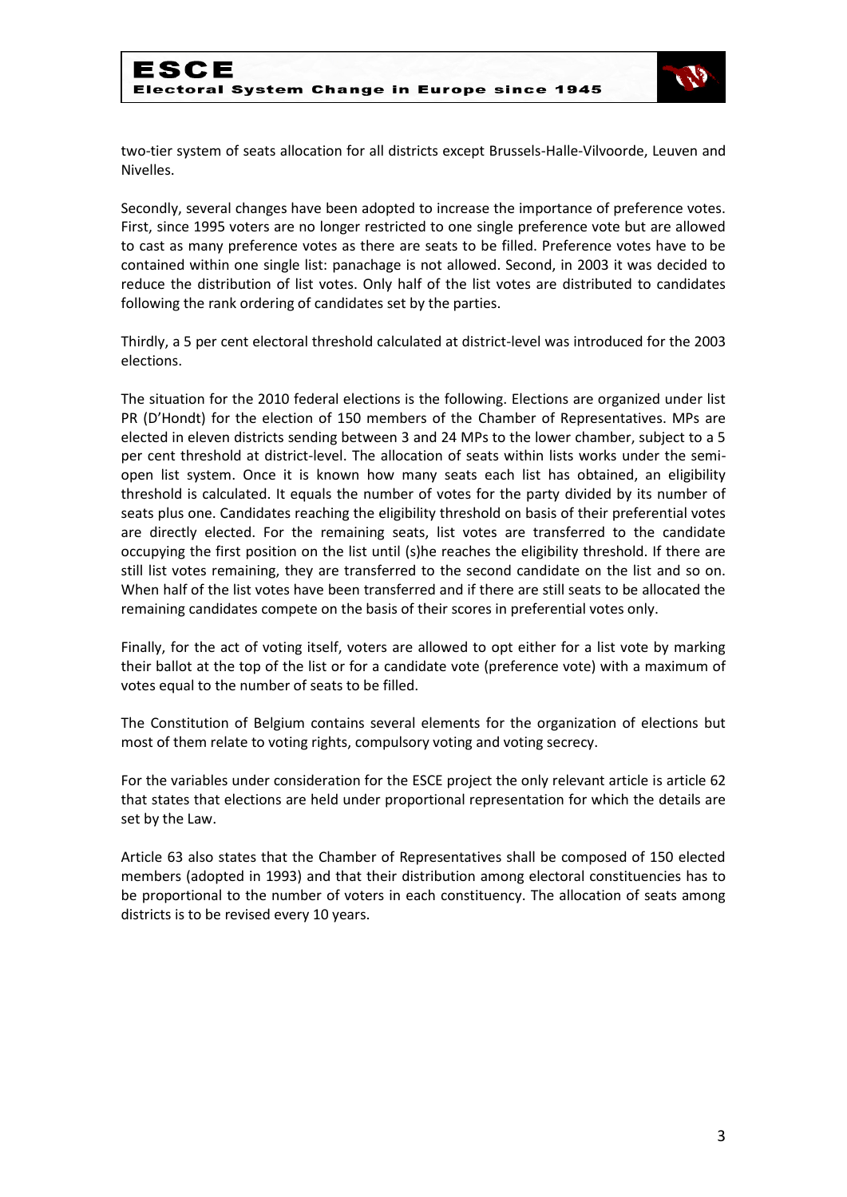two-tier system of seats allocation for all districts except Brussels-Halle-Vilvoorde, Leuven and Nivelles.

Secondly, several changes have been adopted to increase the importance of preference votes. First, since 1995 voters are no longer restricted to one single preference vote but are allowed to cast as many preference votes as there are seats to be filled. Preference votes have to be contained within one single list: panachage is not allowed. Second, in 2003 it was decided to reduce the distribution of list votes. Only half of the list votes are distributed to candidates following the rank ordering of candidates set by the parties.

Thirdly, a 5 per cent electoral threshold calculated at district-level was introduced for the 2003 elections.

The situation for the 2010 federal elections is the following. Elections are organized under list PR (D'Hondt) for the election of 150 members of the Chamber of Representatives. MPs are elected in eleven districts sending between 3 and 24 MPs to the lower chamber, subject to a 5 per cent threshold at district-level. The allocation of seats within lists works under the semi-open list system. Once it is known how many seats each list has obtained, an eligibility threshold is calculated. It equals the number of votes for the party divided by its number of seats plus one. Candidates reaching the eligibility threshold on basis of their preferential votes are directly elected. For the remaining seats, list votes are transferred to the candidate occupying the first position on the list until (s)he reaches the eligibility threshold. If there are still list votes remaining, they are transferred to the second candidate on the list and so on. When half of the list votes have been transferred and if there are still seats to be allocated the remaining candidates compete on the basis of their scores in preferential votes only.

Finally, for the act of voting itself, voters are allowed to opt either for a list vote by marking their ballot at the top of the list or for a candidate vote (preference vote) with a maximum of votes equal to the number of seats to be filled.

The Constitution of Belgium contains several elements for the organization of elections but most of them relate to voting rights, compulsory voting and voting secrecy.

For the variables under consideration for the ESCE project the only relevant article is article 62 that states that elections are held under proportional representation for which the details are set by the Law.

Article 63 also states that the Chamber of Representatives shall be composed of 150 elected members (adopted in 1993) and that their distribution among electoral constituencies has to be proportional to the number of voters in each constituency. The allocation of seats among districts is to be revised every 10 years.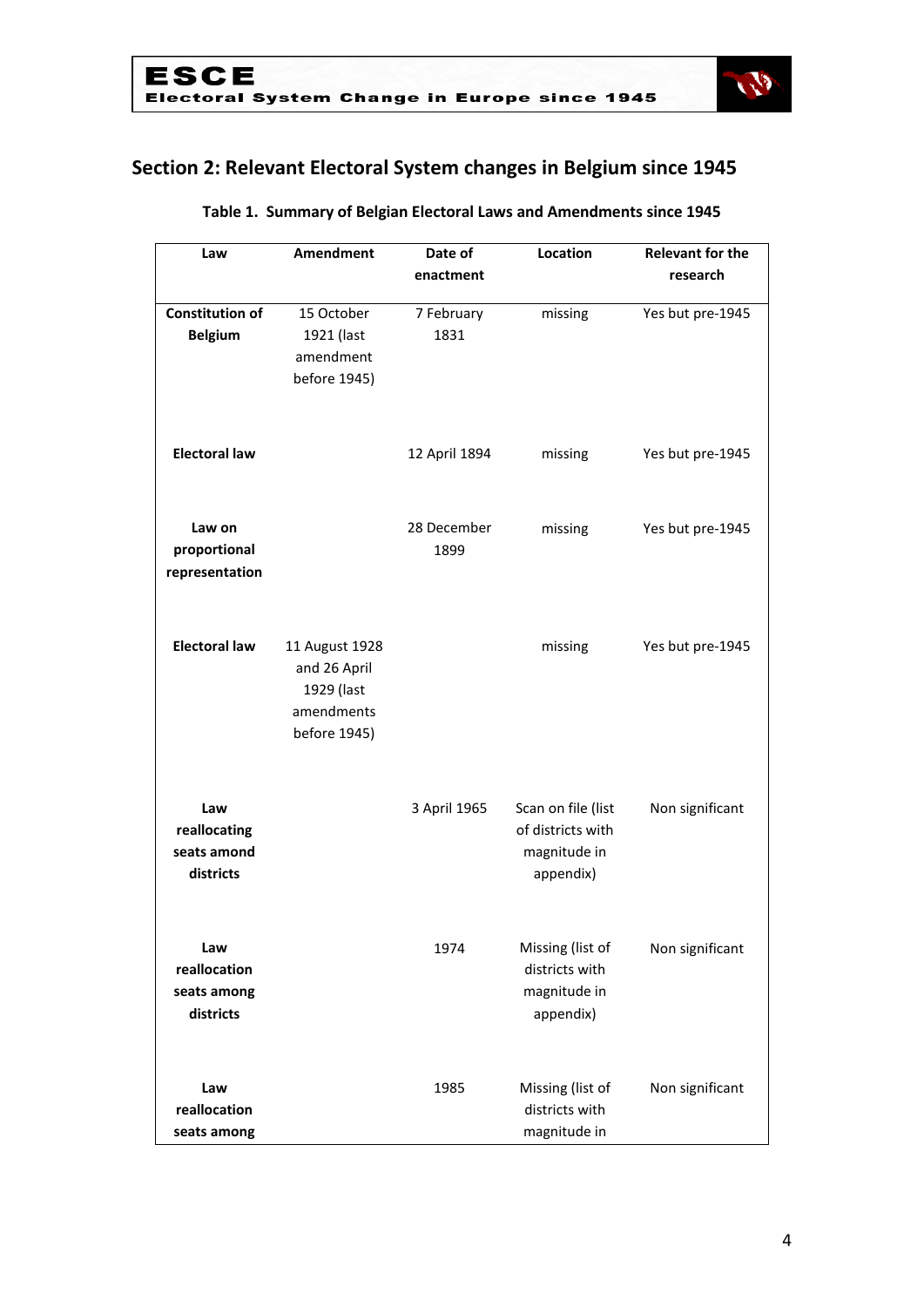## Section 2: Relevant Electoral System changes in Belgium since 1945

**Table 1. Summary of Belgian Electoral Laws and Amendments since 1945**

| Law | Amendment | Date of enactment | Location | Relevant for the research |
|---|---|---|---|---|
| **Constitution of Belgium** | 15 October 1921 (last amendment before 1945) | 7 February 1831 | missing | Yes but pre-1945 |
| **Electoral law** | | 12 April 1894 | missing | Yes but pre-1945 |
| **Law on proportional representation** | | 28 December 1899 | missing | Yes but pre-1945 |
| **Electoral law** | 11 August 1928 and 26 April 1929 (last amendments before 1945) | | missing | Yes but pre-1945 |
| **Law reallocating seats amond districts** | | 3 April 1965 | Scan on file (list of districts with magnitude in appendix) | Non significant |
| **Law reallocation seats among districts** | | 1974 | Missing (list of districts with magnitude in appendix) | Non significant |
| **Law reallocation seats among** | | 1985 | Missing (list of districts with magnitude in | Non significant |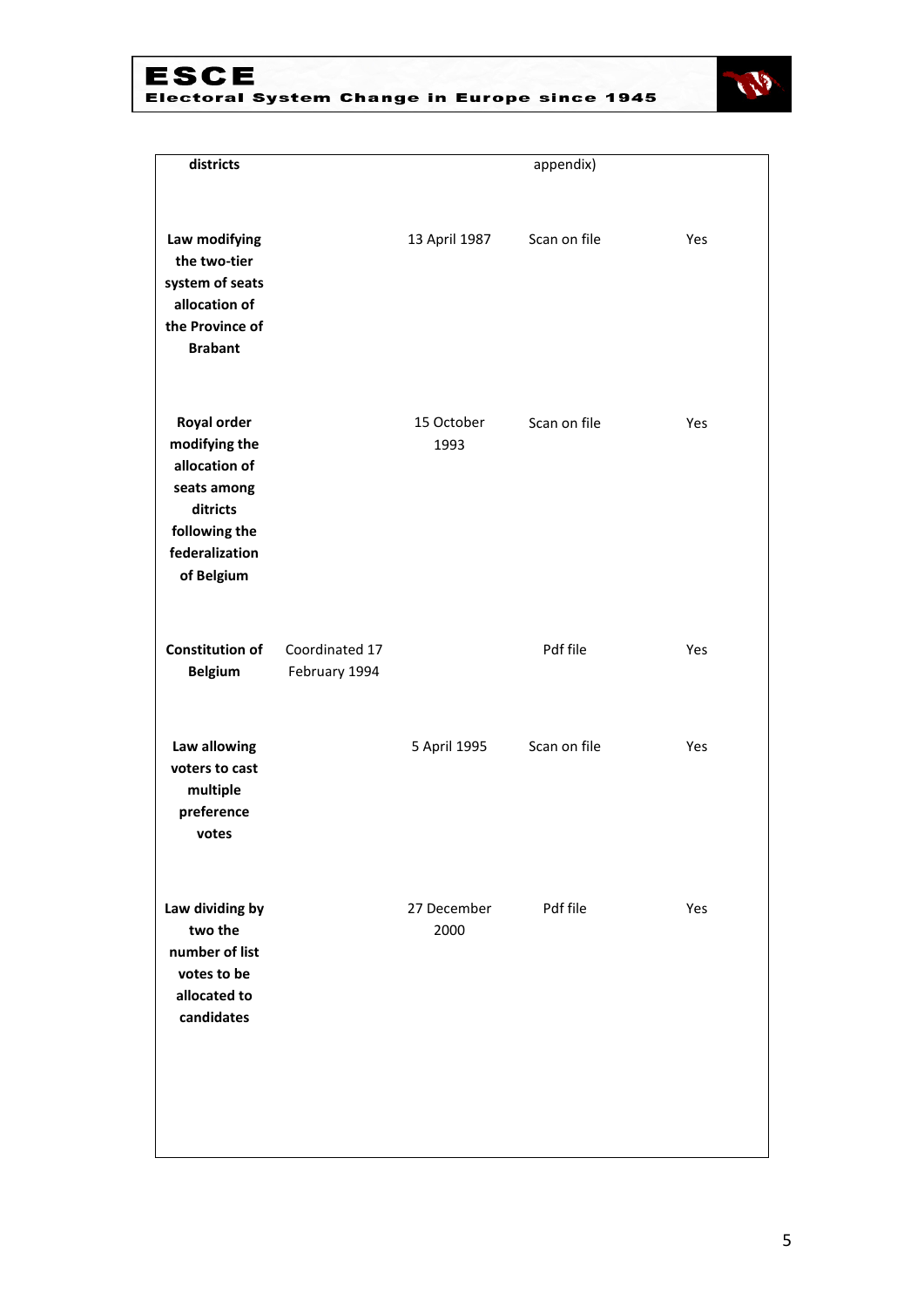| | | | | |
|---|---|---|---|---|
| **districts** | | | appendix) | |
| **Law modifying the two-tier system of seats allocation of the Province of Brabant** | | 13 April 1987 | Scan on file | Yes |
| **Royal order modifying the allocation of seats among ditricts following the federalization of Belgium** | | 15 October 1993 | Scan on file | Yes |
| **Constitution of Belgium** | Coordinated 17 February 1994 | | Pdf file | Yes |
| **Law allowing voters to cast multiple preference votes** | | 5 April 1995 | Scan on file | Yes |
| **Law dividing by two the number of list votes to be allocated to candidates** | | 27 December 2000 | Pdf file | Yes |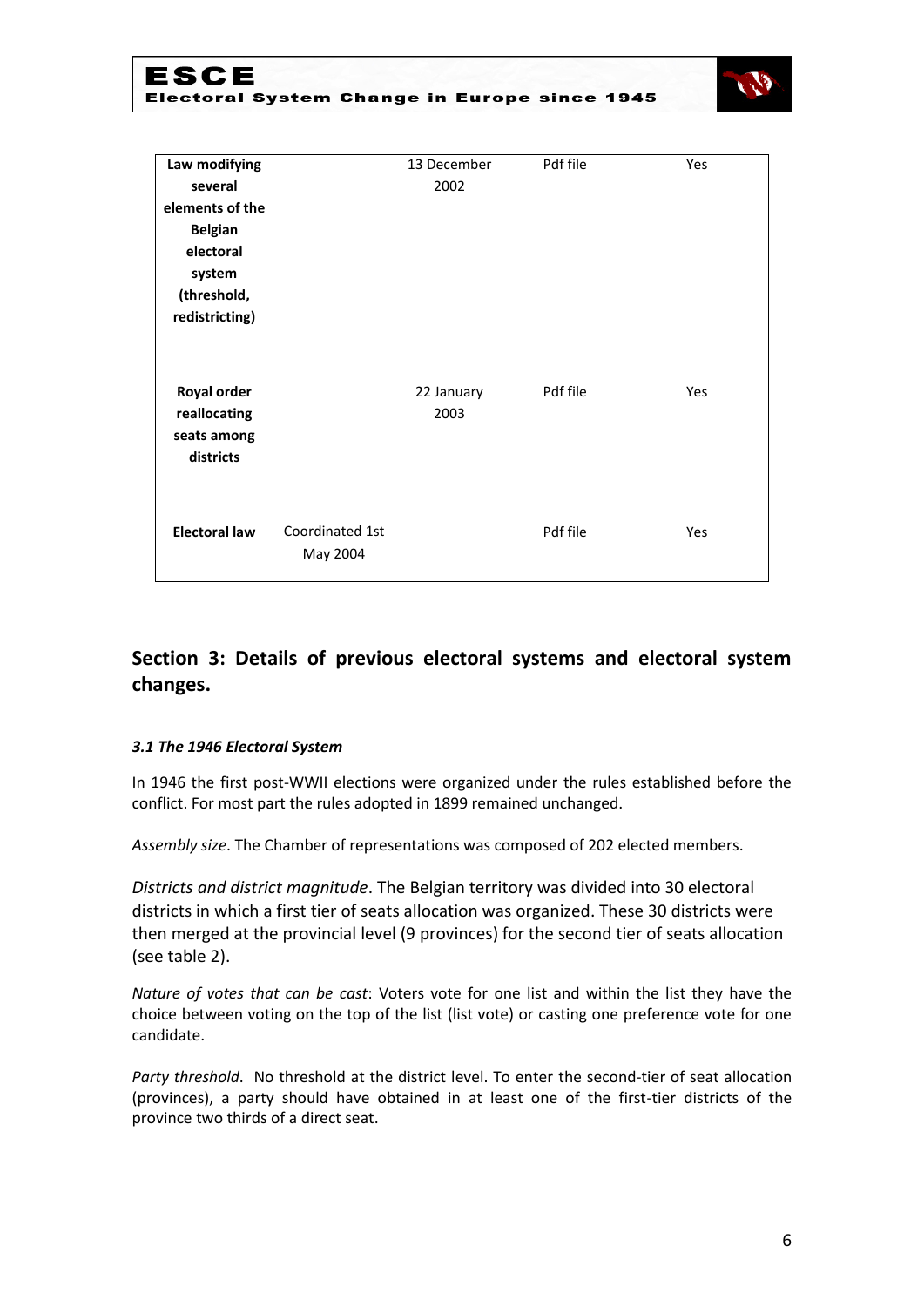| | | | | |
|---|---|---|---|---|
| **Law modifying several elements of the Belgian electoral system (threshold, redistricting)** | | 13 December 2002 | Pdf file | Yes |
| **Royal order reallocating seats among districts** | | 22 January 2003 | Pdf file | Yes |
| **Electoral law** | Coordinated 1st May 2004 | | Pdf file | Yes |

## Section 3: Details of previous electoral systems and electoral system changes.

### *3.1 The 1946 Electoral System*

In 1946 the first post-WWII elections were organized under the rules established before the conflict. For most part the rules adopted in 1899 remained unchanged.

*Assembly size*. The Chamber of representations was composed of 202 elected members.

*Districts and district magnitude*. The Belgian territory was divided into 30 electoral districts in which a first tier of seats allocation was organized. These 30 districts were then merged at the provincial level (9 provinces) for the second tier of seats allocation (see table 2).

*Nature of votes that can be cast*: Voters vote for one list and within the list they have the choice between voting on the top of the list (list vote) or casting one preference vote for one candidate.

*Party threshold*. No threshold at the district level. To enter the second-tier of seat allocation (provinces), a party should have obtained in at least one of the first-tier districts of the province two thirds of a direct seat.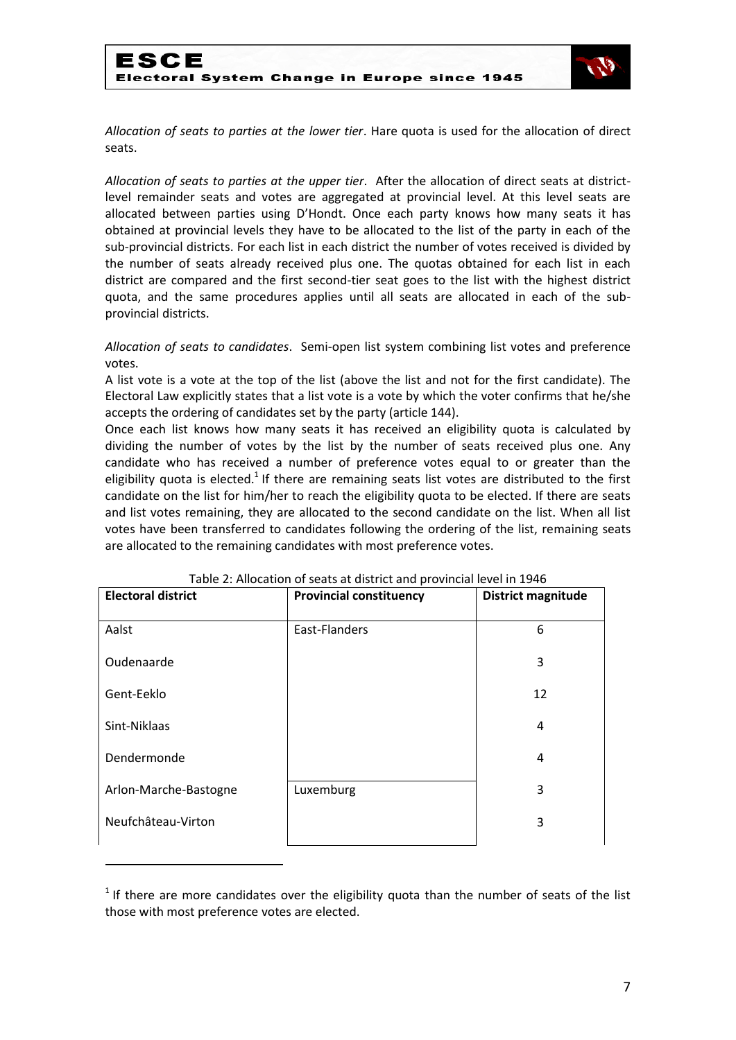*Allocation of seats to parties at the lower tier*. Hare quota is used for the allocation of direct seats.

*Allocation of seats to parties at the upper tier*. After the allocation of direct seats at district-level remainder seats and votes are aggregated at provincial level. At this level seats are allocated between parties using D'Hondt. Once each party knows how many seats it has obtained at provincial levels they have to be allocated to the list of the party in each of the sub-provincial districts. For each list in each district the number of votes received is divided by the number of seats already received plus one. The quotas obtained for each list in each district are compared and the first second-tier seat goes to the list with the highest district quota, and the same procedures applies until all seats are allocated in each of the sub-provincial districts.

*Allocation of seats to candidates*. Semi-open list system combining list votes and preference votes.

A list vote is a vote at the top of the list (above the list and not for the first candidate). The Electoral Law explicitly states that a list vote is a vote by which the voter confirms that he/she accepts the ordering of candidates set by the party (article 144).

Once each list knows how many seats it has received an eligibility quota is calculated by dividing the number of votes by the list by the number of seats received plus one. Any candidate who has received a number of preference votes equal to or greater than the eligibility quota is elected.[1] If there are remaining seats list votes are distributed to the first candidate on the list for him/her to reach the eligibility quota to be elected. If there are seats and list votes remaining, they are allocated to the second candidate on the list. When all list votes have been transferred to candidates following the ordering of the list, remaining seats are allocated to the remaining candidates with most preference votes.

Table 2: Allocation of seats at district and provincial level in 1946

| Electoral district | Provincial constituency | District magnitude |
|---|---|---|
| Aalst | East-Flanders | 6 |
| Oudenaarde | | 3 |
| Gent-Eeklo | | 12 |
| Sint-Niklaas | | 4 |
| Dendermonde | | 4 |
| Arlon-Marche-Bastogne | Luxemburg | 3 |
| Neufchâteau-Virton | | 3 |

[1] If there are more candidates over the eligibility quota than the number of seats of the list those with most preference votes are elected.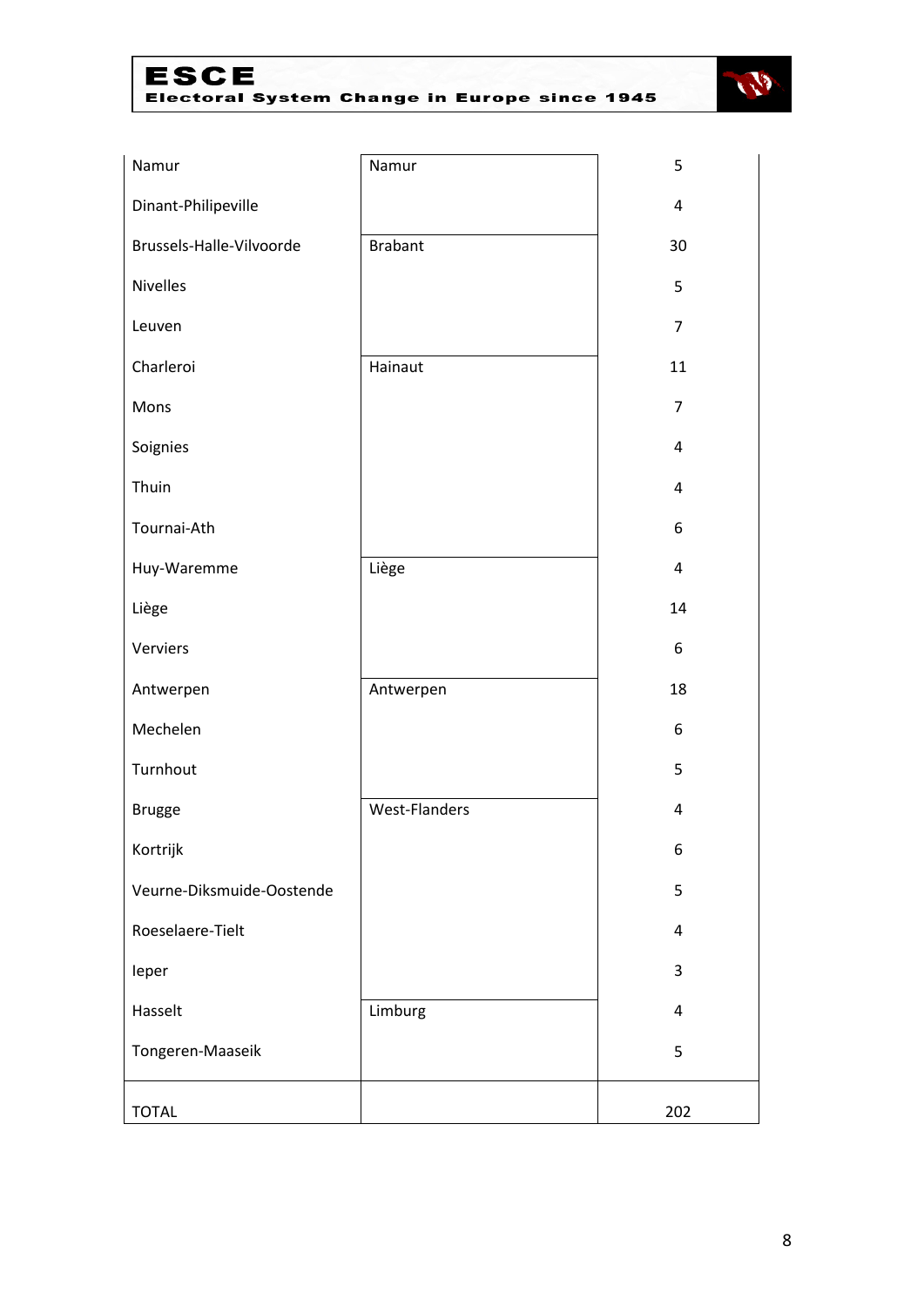| | | |
|---|---|---|
| Namur | Namur | 5 |
| Dinant-Philipeville | | 4 |
| Brussels-Halle-Vilvoorde | Brabant | 30 |
| Nivelles | | 5 |
| Leuven | | 7 |
| Charleroi | Hainaut | 11 |
| Mons | | 7 |
| Soignies | | 4 |
| Thuin | | 4 |
| Tournai-Ath | | 6 |
| Huy-Waremme | Liège | 4 |
| Liège | | 14 |
| Verviers | | 6 |
| Antwerpen | Antwerpen | 18 |
| Mechelen | | 6 |
| Turnhout | | 5 |
| Brugge | West-Flanders | 4 |
| Kortrijk | | 6 |
| Veurne-Diksmuide-Oostende | | 5 |
| Roeselaere-Tielt | | 4 |
| Ieper | | 3 |
| Hasselt | Limburg | 4 |
| Tongeren-Maaseik | | 5 |
| TOTAL | | 202 |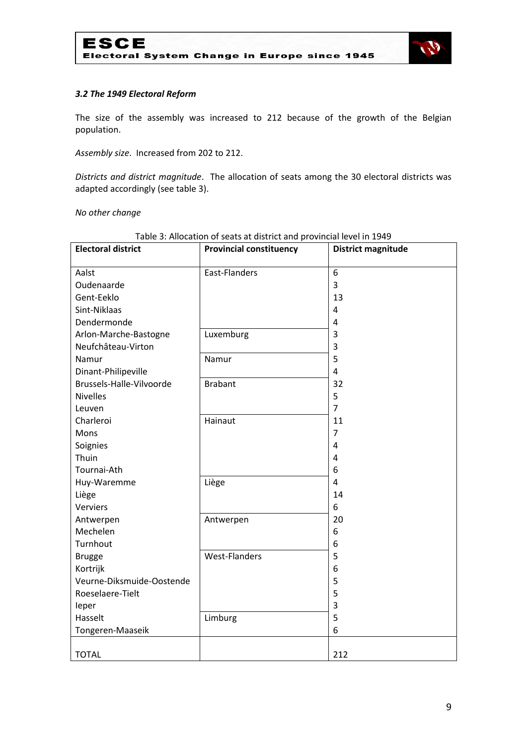### *3.2 The 1949 Electoral Reform*

The size of the assembly was increased to 212 because of the growth of the Belgian population.

*Assembly size*. Increased from 202 to 212.

*Districts and district magnitude*. The allocation of seats among the 30 electoral districts was adapted accordingly (see table 3).

*No other change*

Table 3: Allocation of seats at district and provincial level in 1949

| Electoral district | Provincial constituency | District magnitude |
|---|---|---|
| Aalst | East-Flanders | 6 |
| Oudenaarde | | 3 |
| Gent-Eeklo | | 13 |
| Sint-Niklaas | | 4 |
| Dendermonde | | 4 |
| Arlon-Marche-Bastogne | Luxemburg | 3 |
| Neufchâteau-Virton | | 3 |
| Namur | Namur | 5 |
| Dinant-Philipeville | | 4 |
| Brussels-Halle-Vilvoorde | Brabant | 32 |
| Nivelles | | 5 |
| Leuven | | 7 |
| Charleroi | Hainaut | 11 |
| Mons | | 7 |
| Soignies | | 4 |
| Thuin | | 4 |
| Tournai-Ath | | 6 |
| Huy-Waremme | Liège | 4 |
| Liège | | 14 |
| Verviers | | 6 |
| Antwerpen | Antwerpen | 20 |
| Mechelen | | 6 |
| Turnhout | | 6 |
| Brugge | West-Flanders | 5 |
| Kortrijk | | 6 |
| Veurne-Diksmuide-Oostende | | 5 |
| Roeselaere-Tielt | | 5 |
| Ieper | | 3 |
| Hasselt | Limburg | 5 |
| Tongeren-Maaseik | | 6 |
| TOTAL | | 212 |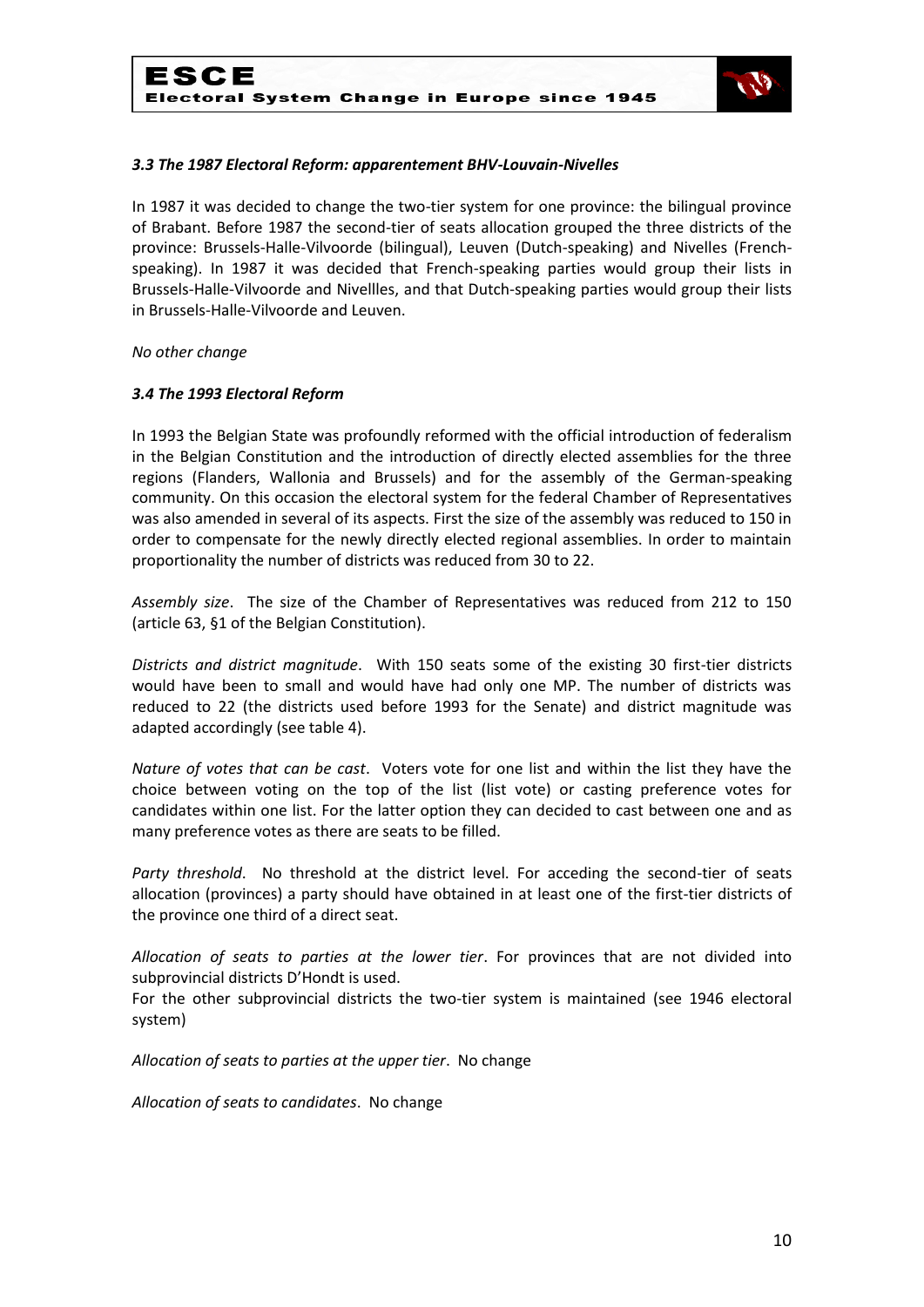### *3.3 The 1987 Electoral Reform: apparentement BHV-Louvain-Nivelles*

In 1987 it was decided to change the two-tier system for one province: the bilingual province of Brabant. Before 1987 the second-tier of seats allocation grouped the three districts of the province: Brussels-Halle-Vilvoorde (bilingual), Leuven (Dutch-speaking) and Nivelles (French-speaking). In 1987 it was decided that French-speaking parties would group their lists in Brussels-Halle-Vilvoorde and Nivellles, and that Dutch-speaking parties would group their lists in Brussels-Halle-Vilvoorde and Leuven.

*No other change*

### *3.4 The 1993 Electoral Reform*

In 1993 the Belgian State was profoundly reformed with the official introduction of federalism in the Belgian Constitution and the introduction of directly elected assemblies for the three regions (Flanders, Wallonia and Brussels) and for the assembly of the German-speaking community. On this occasion the electoral system for the federal Chamber of Representatives was also amended in several of its aspects. First the size of the assembly was reduced to 150 in order to compensate for the newly directly elected regional assemblies. In order to maintain proportionality the number of districts was reduced from 30 to 22.

*Assembly size*. The size of the Chamber of Representatives was reduced from 212 to 150 (article 63, §1 of the Belgian Constitution).

*Districts and district magnitude*. With 150 seats some of the existing 30 first-tier districts would have been to small and would have had only one MP. The number of districts was reduced to 22 (the districts used before 1993 for the Senate) and district magnitude was adapted accordingly (see table 4).

*Nature of votes that can be cast*. Voters vote for one list and within the list they have the choice between voting on the top of the list (list vote) or casting preference votes for candidates within one list. For the latter option they can decided to cast between one and as many preference votes as there are seats to be filled.

*Party threshold*. No threshold at the district level. For acceding the second-tier of seats allocation (provinces) a party should have obtained in at least one of the first-tier districts of the province one third of a direct seat.

*Allocation of seats to parties at the lower tier*. For provinces that are not divided into subprovincial districts D'Hondt is used.
For the other subprovincial districts the two-tier system is maintained (see 1946 electoral system)

*Allocation of seats to parties at the upper tier*. No change

*Allocation of seats to candidates*. No change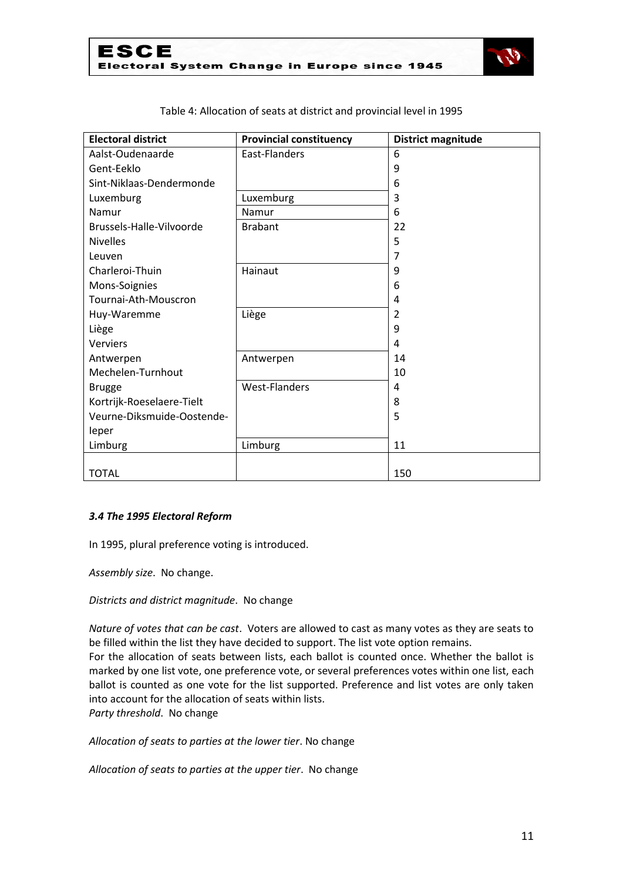Table 4: Allocation of seats at district and provincial level in 1995

| Electoral district | Provincial constituency | District magnitude |
|---|---|---|
| Aalst-Oudenaarde | East-Flanders | 6 |
| Gent-Eeklo | | 9 |
| Sint-Niklaas-Dendermonde | | 6 |
| Luxemburg | Luxemburg | 3 |
| Namur | Namur | 6 |
| Brussels-Halle-Vilvoorde | Brabant | 22 |
| Nivelles | | 5 |
| Leuven | | 7 |
| Charleroi-Thuin | Hainaut | 9 |
| Mons-Soignies | | 6 |
| Tournai-Ath-Mouscron | | 4 |
| Huy-Waremme | Liège | 2 |
| Liège | | 9 |
| Verviers | | 4 |
| Antwerpen | Antwerpen | 14 |
| Mechelen-Turnhout | | 10 |
| Brugge | West-Flanders | 4 |
| Kortrijk-Roeselaere-Tielt | | 8 |
| Veurne-Diksmuide-Oostende-Ieper | | 5 |
| Limburg | Limburg | 11 |
| TOTAL | | 150 |

### *3.4 The 1995 Electoral Reform*

In 1995, plural preference voting is introduced.

*Assembly size*. No change.

*Districts and district magnitude*. No change

*Nature of votes that can be cast*. Voters are allowed to cast as many votes as they are seats to be filled within the list they have decided to support. The list vote option remains.
For the allocation of seats between lists, each ballot is counted once. Whether the ballot is marked by one list vote, one preference vote, or several preferences votes within one list, each ballot is counted as one vote for the list supported. Preference and list votes are only taken into account for the allocation of seats within lists.
*Party threshold*. No change

*Allocation of seats to parties at the lower tier*. No change

*Allocation of seats to parties at the upper tier*. No change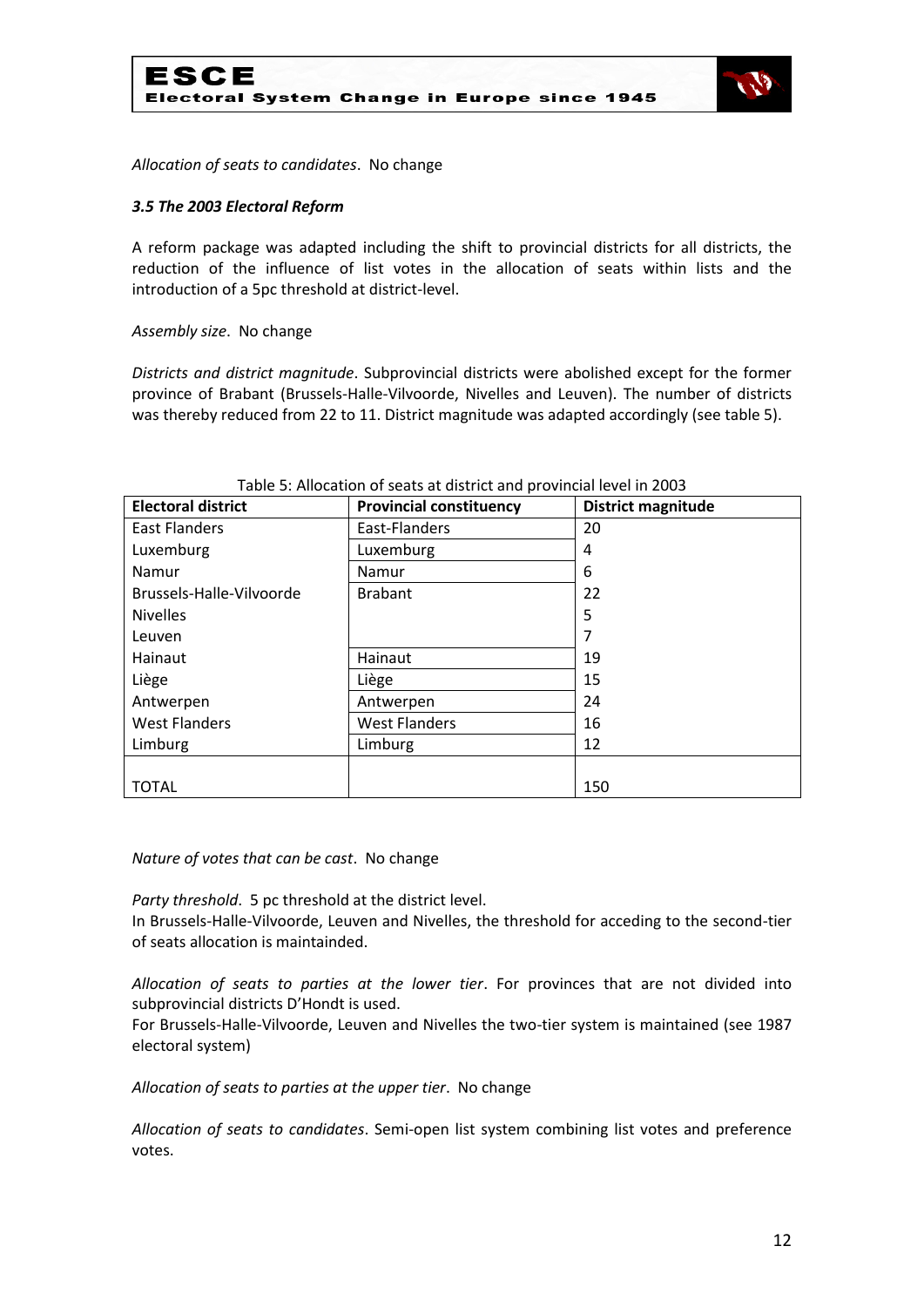*Allocation of seats to candidates*. No change

### *3.5 The 2003 Electoral Reform*

A reform package was adapted including the shift to provincial districts for all districts, the reduction of the influence of list votes in the allocation of seats within lists and the introduction of a 5pc threshold at district-level.

*Assembly size*. No change

*Districts and district magnitude*. Subprovincial districts were abolished except for the former province of Brabant (Brussels-Halle-Vilvoorde, Nivelles and Leuven). The number of districts was thereby reduced from 22 to 11. District magnitude was adapted accordingly (see table 5).

Table 5: Allocation of seats at district and provincial level in 2003

| Electoral district | Provincial constituency | District magnitude |
|---|---|---|
| East Flanders | East-Flanders | 20 |
| Luxemburg | Luxemburg | 4 |
| Namur | Namur | 6 |
| Brussels-Halle-Vilvoorde | Brabant | 22 |
| Nivelles | | 5 |
| Leuven | | 7 |
| Hainaut | Hainaut | 19 |
| Liège | Liège | 15 |
| Antwerpen | Antwerpen | 24 |
| West Flanders | West Flanders | 16 |
| Limburg | Limburg | 12 |
| TOTAL | | 150 |

*Nature of votes that can be cast*. No change

*Party threshold*. 5 pc threshold at the district level.
In Brussels-Halle-Vilvoorde, Leuven and Nivelles, the threshold for acceding to the second-tier of seats allocation is maintainded.

*Allocation of seats to parties at the lower tier*. For provinces that are not divided into subprovincial districts D'Hondt is used.
For Brussels-Halle-Vilvoorde, Leuven and Nivelles the two-tier system is maintained (see 1987 electoral system)

*Allocation of seats to parties at the upper tier*. No change

*Allocation of seats to candidates*. Semi-open list system combining list votes and preference votes.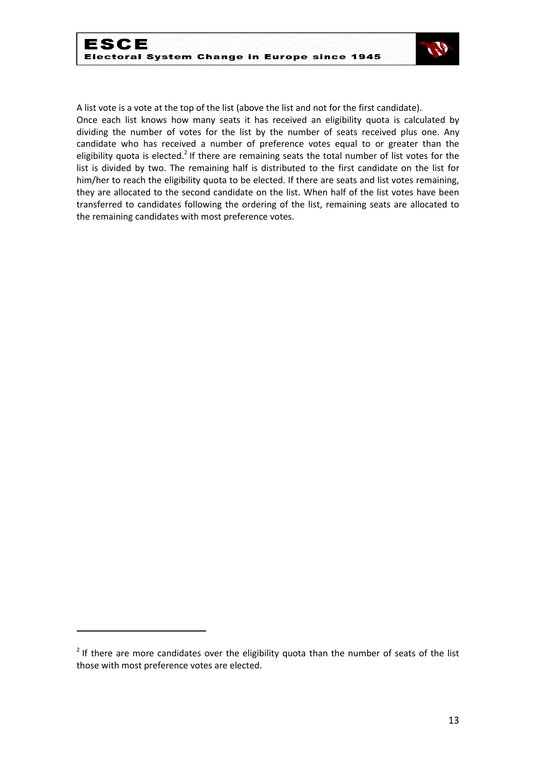A list vote is a vote at the top of the list (above the list and not for the first candidate).
Once each list knows how many seats it has received an eligibility quota is calculated by dividing the number of votes for the list by the number of seats received plus one. Any candidate who has received a number of preference votes equal to or greater than the eligibility quota is elected.[2] If there are remaining seats the total number of list votes for the list is divided by two. The remaining half is distributed to the first candidate on the list for him/her to reach the eligibility quota to be elected. If there are seats and list votes remaining, they are allocated to the second candidate on the list. When half of the list votes have been transferred to candidates following the ordering of the list, remaining seats are allocated to the remaining candidates with most preference votes.

---

[2] If there are more candidates over the eligibility quota than the number of seats of the list those with most preference votes are elected.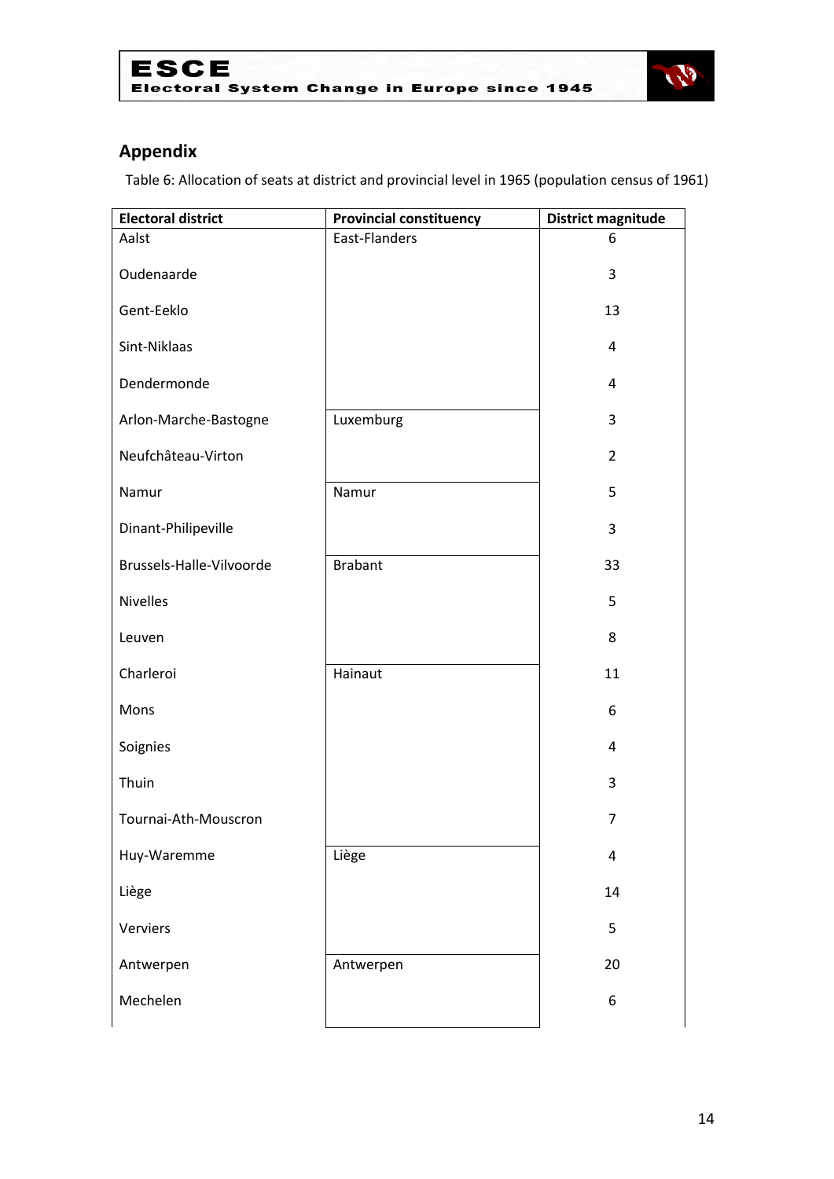## Appendix

Table 6: Allocation of seats at district and provincial level in 1965 (population census of 1961)

| Electoral district | Provincial constituency | District magnitude |
|---|---|---|
| Aalst | East-Flanders | 6 |
| Oudenaarde | | 3 |
| Gent-Eeklo | | 13 |
| Sint-Niklaas | | 4 |
| Dendermonde | | 4 |
| Arlon-Marche-Bastogne | Luxemburg | 3 |
| Neufchâteau-Virton | | 2 |
| Namur | Namur | 5 |
| Dinant-Philipeville | | 3 |
| Brussels-Halle-Vilvoorde | Brabant | 33 |
| Nivelles | | 5 |
| Leuven | | 8 |
| Charleroi | Hainaut | 11 |
| Mons | | 6 |
| Soignies | | 4 |
| Thuin | | 3 |
| Tournai-Ath-Mouscron | | 7 |
| Huy-Waremme | Liège | 4 |
| Liège | | 14 |
| Verviers | | 5 |
| Antwerpen | Antwerpen | 20 |
| Mechelen | | 6 |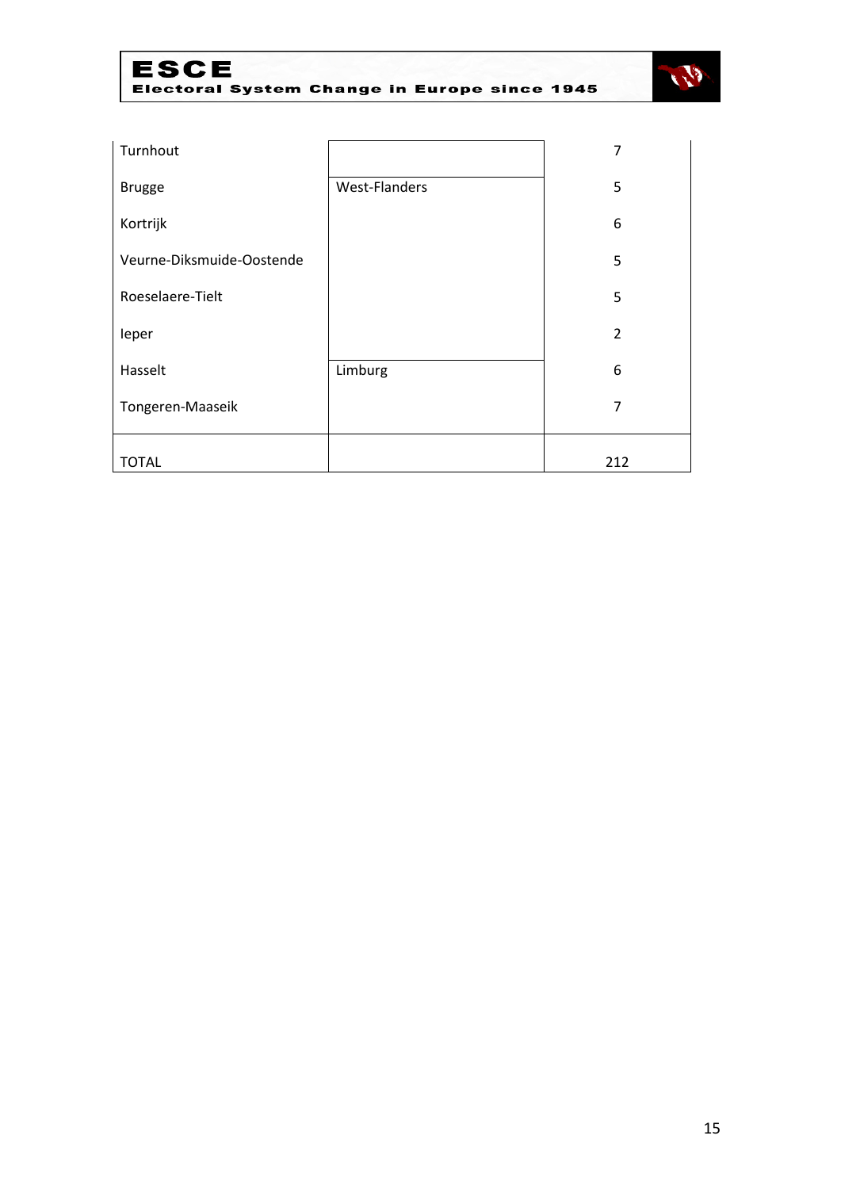| | | |
|---|---|---|
| Turnhout | | 7 |
| Brugge | West-Flanders | 5 |
| Kortrijk | | 6 |
| Veurne-Diksmuide-Oostende | | 5 |
| Roeselaere-Tielt | | 5 |
| Ieper | | 2 |
| Hasselt | Limburg | 6 |
| Tongeren-Maaseik | | 7 |
| TOTAL | | 212 |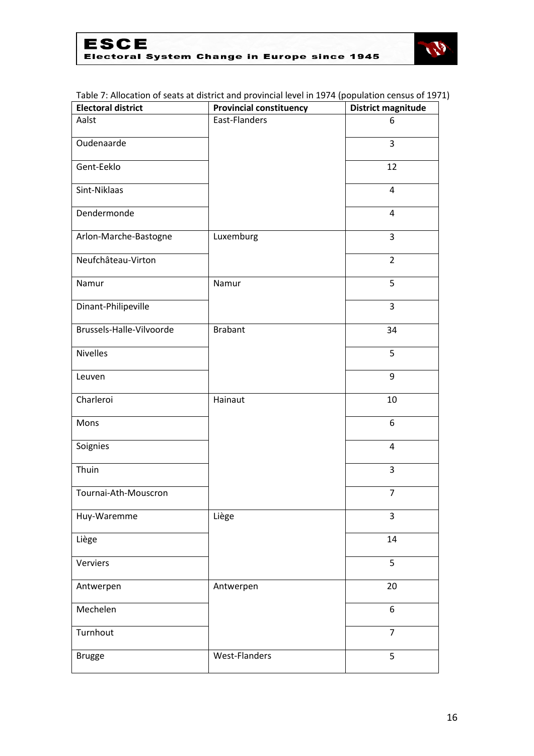Table 7: Allocation of seats at district and provincial level in 1974 (population census of 1971)

| Electoral district | Provincial constituency | District magnitude |
| --- | --- | --- |
| Aalst | East-Flanders | 6 |
| Oudenaarde | | 3 |
| Gent-Eeklo | | 12 |
| Sint-Niklaas | | 4 |
| Dendermonde | | 4 |
| Arlon-Marche-Bastogne | Luxemburg | 3 |
| Neufchâteau-Virton | | 2 |
| Namur | Namur | 5 |
| Dinant-Philipeville | | 3 |
| Brussels-Halle-Vilvoorde | Brabant | 34 |
| Nivelles | | 5 |
| Leuven | | 9 |
| Charleroi | Hainaut | 10 |
| Mons | | 6 |
| Soignies | | 4 |
| Thuin | | 3 |
| Tournai-Ath-Mouscron | | 7 |
| Huy-Waremme | Liège | 3 |
| Liège | | 14 |
| Verviers | | 5 |
| Antwerpen | Antwerpen | 20 |
| Mechelen | | 6 |
| Turnhout | | 7 |
| Brugge | West-Flanders | 5 |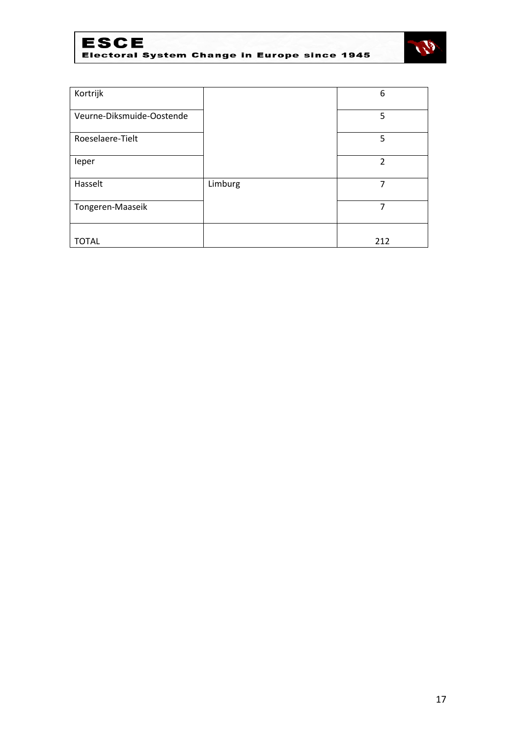| | | |
|---|---|---|
| Kortrijk | | 6 |
| Veurne-Diksmuide-Oostende | | 5 |
| Roeselaere-Tielt | | 5 |
| Ieper | | 2 |
| Hasselt | Limburg | 7 |
| Tongeren-Maaseik | | 7 |
| TOTAL | | 212 |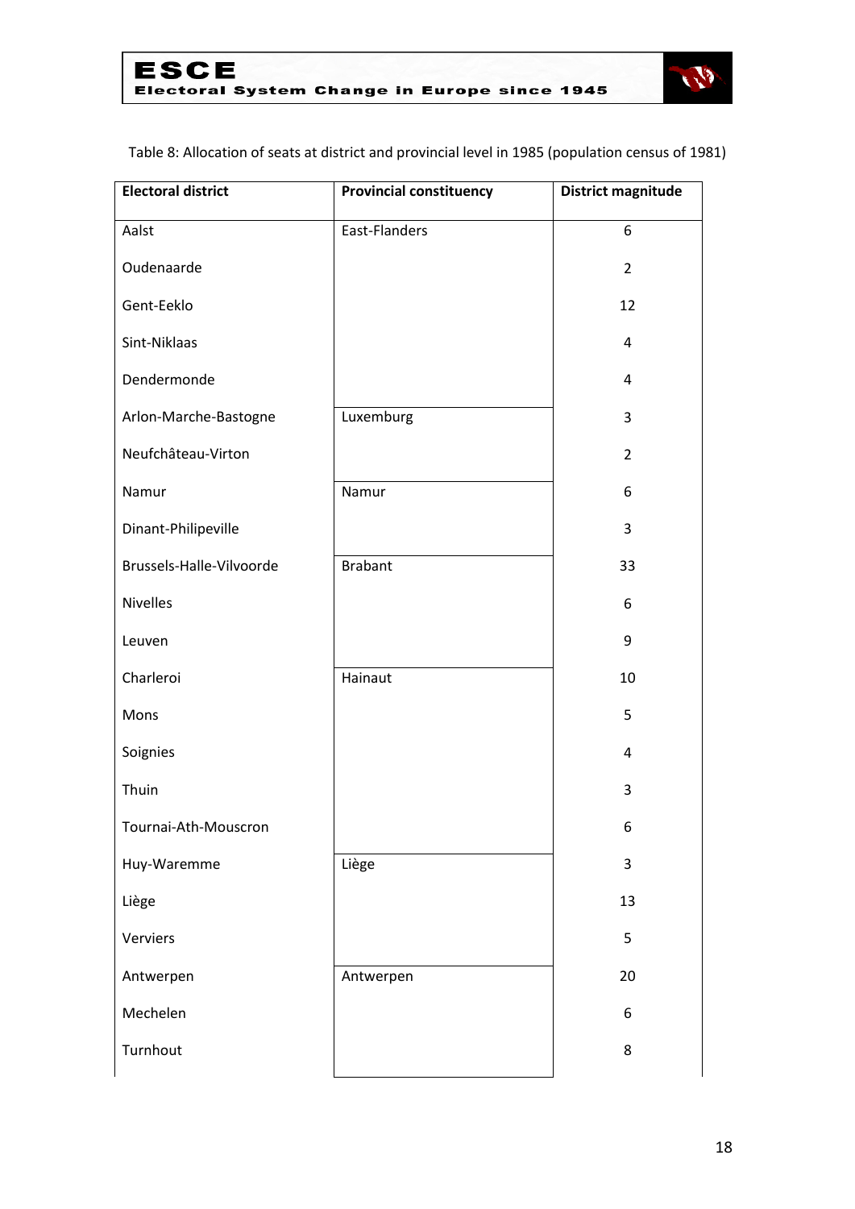Table 8: Allocation of seats at district and provincial level in 1985 (population census of 1981)

| Electoral district | Provincial constituency | District magnitude |
|---|---|---|
| Aalst | East-Flanders | 6 |
| Oudenaarde | | 2 |
| Gent-Eeklo | | 12 |
| Sint-Niklaas | | 4 |
| Dendermonde | | 4 |
| Arlon-Marche-Bastogne | Luxemburg | 3 |
| Neufchâteau-Virton | | 2 |
| Namur | Namur | 6 |
| Dinant-Philipeville | | 3 |
| Brussels-Halle-Vilvoorde | Brabant | 33 |
| Nivelles | | 6 |
| Leuven | | 9 |
| Charleroi | Hainaut | 10 |
| Mons | | 5 |
| Soignies | | 4 |
| Thuin | | 3 |
| Tournai-Ath-Mouscron | | 6 |
| Huy-Waremme | Liège | 3 |
| Liège | | 13 |
| Verviers | | 5 |
| Antwerpen | Antwerpen | 20 |
| Mechelen | | 6 |
| Turnhout | | 8 |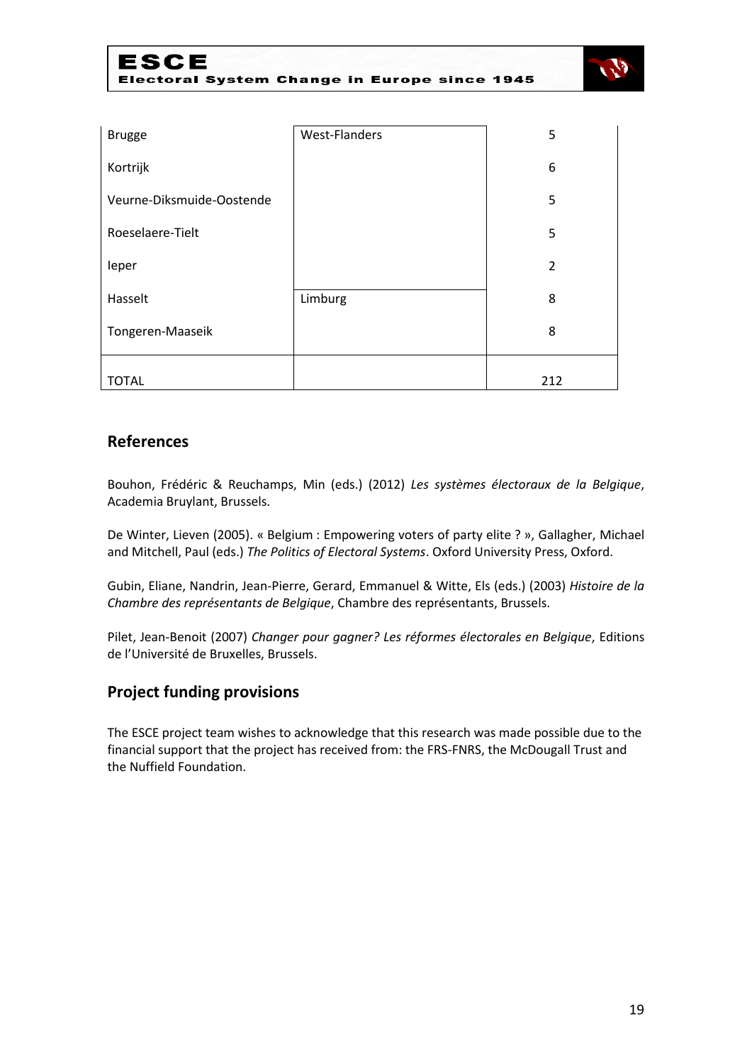| | | |
|---|---|---|
| Brugge | West-Flanders | 5 |
| Kortrijk | | 6 |
| Veurne-Diksmuide-Oostende | | 5 |
| Roeselaere-Tielt | | 5 |
| Ieper | | 2 |
| Hasselt | Limburg | 8 |
| Tongeren-Maaseik | | 8 |
| TOTAL | | 212 |

## References

Bouhon, Frédéric & Reuchamps, Min (eds.) (2012) *Les systèmes électoraux de la Belgique*, Academia Bruylant, Brussels.

De Winter, Lieven (2005). « Belgium : Empowering voters of party elite ? », Gallagher, Michael and Mitchell, Paul (eds.) *The Politics of Electoral Systems*. Oxford University Press, Oxford.

Gubin, Eliane, Nandrin, Jean-Pierre, Gerard, Emmanuel & Witte, Els (eds.) (2003) *Histoire de la Chambre des représentants de Belgique*, Chambre des représentants, Brussels.

Pilet, Jean-Benoit (2007) *Changer pour gagner? Les réformes électorales en Belgique*, Editions de l'Université de Bruxelles, Brussels.

## Project funding provisions

The ESCE project team wishes to acknowledge that this research was made possible due to the financial support that the project has received from: the FRS-FNRS, the McDougall Trust and the Nuffield Foundation.